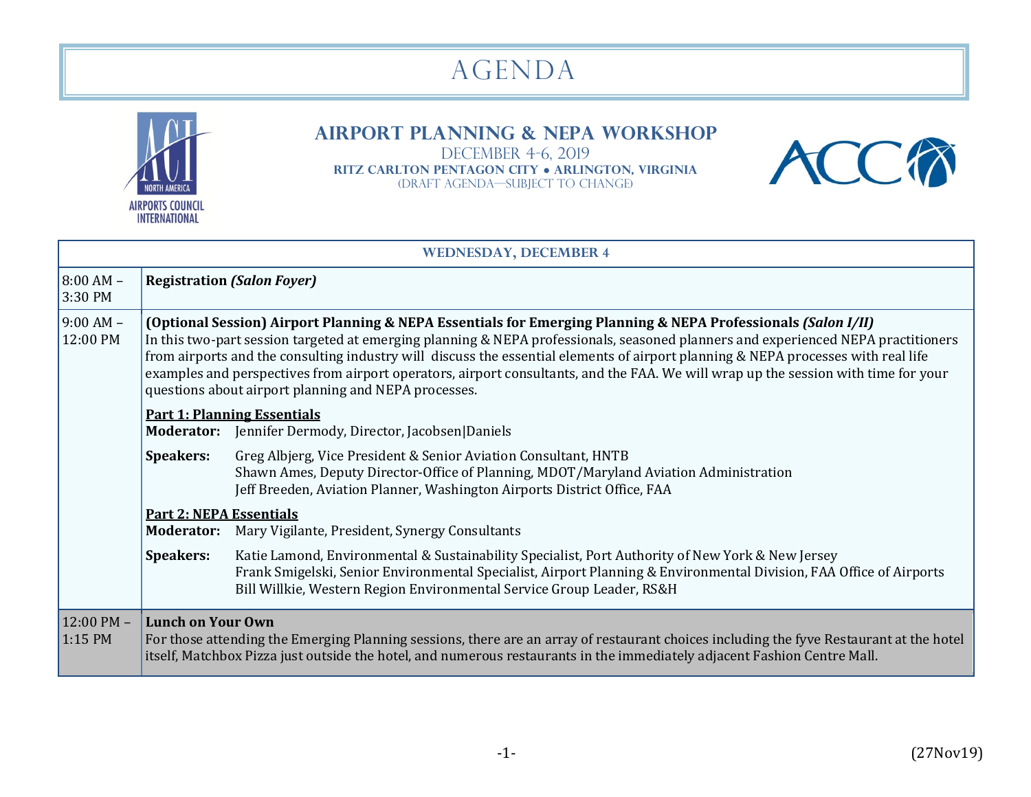# AGENDA

## Airport Planning & NEPA Workshop

December 4-6, 2019

**RITZ CARLTON PENTAGON CITY • ARLINGTON, VIRGINIA**

(DRAFT AGENDA—SUBJECT TO CHANGE)

| WEDNESDAY, DECEMBER 4 | |
|---|---|
| 8:00 AM – 3:30 PM | **Registration *(Salon Foyer)*** |
| 9:00 AM – 12:00 PM | **(Optional Session) Airport Planning & NEPA Essentials for Emerging Planning & NEPA Professionals *(Salon I/II)*** In this two-part session targeted at emerging planning & NEPA professionals, seasoned planners and experienced NEPA practitioners from airports and the consulting industry will discuss the essential elements of airport planning & NEPA processes with real life examples and perspectives from airport operators, airport consultants, and the FAA. We will wrap up the session with time for your questions about airport planning and NEPA processes. <br><br> **Part 1: Planning Essentials** <br> **Moderator:** Jennifer Dermody, Director, Jacobsen\|Daniels <br> **Speakers:** Greg Albjerg, Vice President & Senior Aviation Consultant, HNTB <br> Shawn Ames, Deputy Director-Office of Planning, MDOT/Maryland Aviation Administration <br> Jeff Breeden, Aviation Planner, Washington Airports District Office, FAA <br><br> **Part 2: NEPA Essentials** <br> **Moderator:** Mary Vigilante, President, Synergy Consultants <br> **Speakers:** Katie Lamond, Environmental & Sustainability Specialist, Port Authority of New York & New Jersey <br> Frank Smigelski, Senior Environmental Specialist, Airport Planning & Environmental Division, FAA Office of Airports <br> Bill Willkie, Western Region Environmental Service Group Leader, RS&H |
| 12:00 PM – 1:15 PM | **Lunch on Your Own** <br> For those attending the Emerging Planning sessions, there are an array of restaurant choices including the fyve Restaurant at the hotel itself, Matchbox Pizza just outside the hotel, and numerous restaurants in the immediately adjacent Fashion Centre Mall. |

(27Nov19)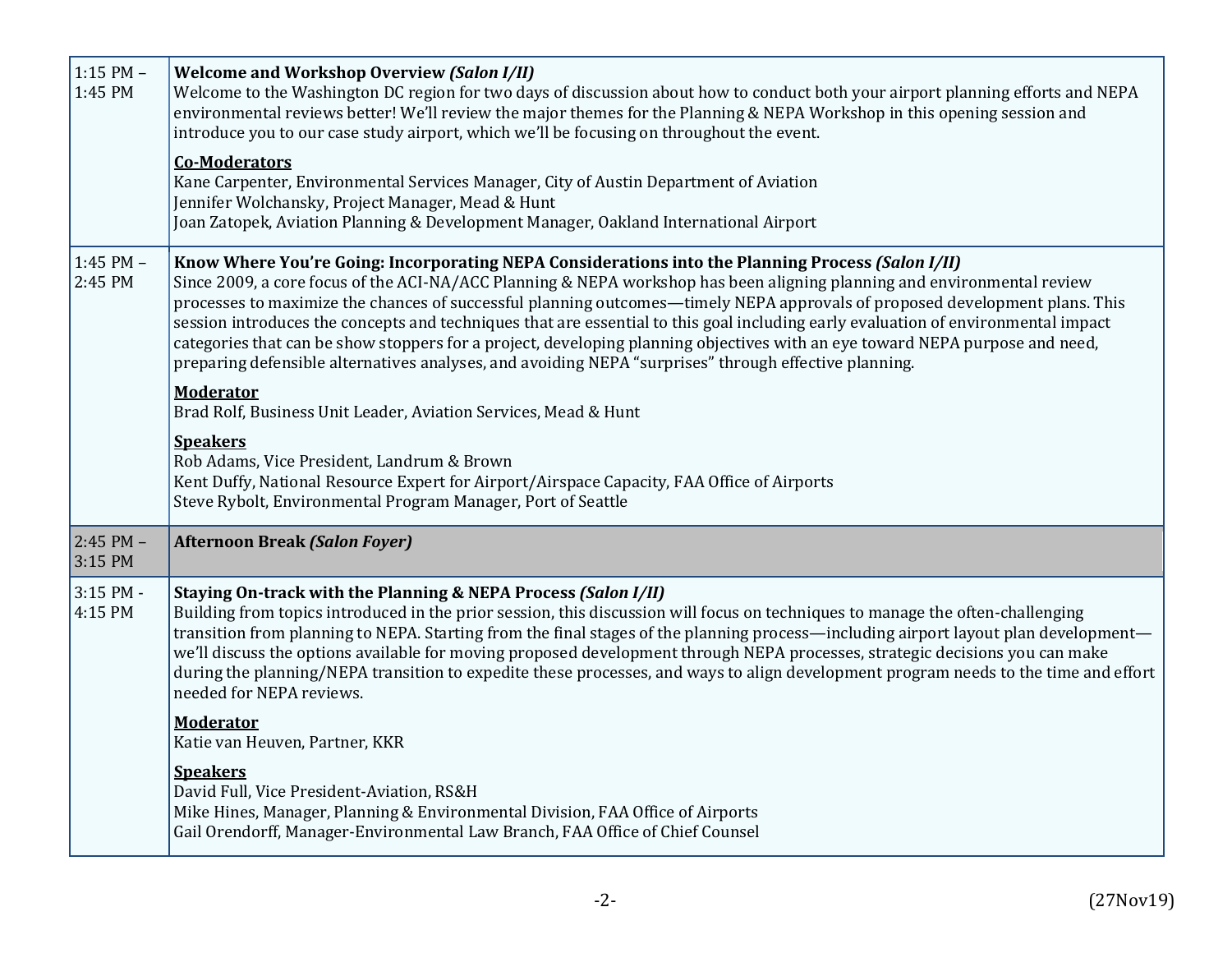| | |
|---|---|
| 1:15 PM – 1:45 PM | **Welcome and Workshop Overview *(Salon I/II)***<br>Welcome to the Washington DC region for two days of discussion about how to conduct both your airport planning efforts and NEPA environmental reviews better! We'll review the major themes for the Planning & NEPA Workshop in this opening session and introduce you to our case study airport, which we'll be focusing on throughout the event.<br><br>**Co-Moderators**<br>Kane Carpenter, Environmental Services Manager, City of Austin Department of Aviation<br>Jennifer Wolchansky, Project Manager, Mead & Hunt<br>Joan Zatopek, Aviation Planning & Development Manager, Oakland International Airport |
| 1:45 PM – 2:45 PM | **Know Where You're Going: Incorporating NEPA Considerations into the Planning Process *(Salon I/II)***<br>Since 2009, a core focus of the ACI-NA/ACC Planning & NEPA workshop has been aligning planning and environmental review processes to maximize the chances of successful planning outcomes—timely NEPA approvals of proposed development plans. This session introduces the concepts and techniques that are essential to this goal including early evaluation of environmental impact categories that can be show stoppers for a project, developing planning objectives with an eye toward NEPA purpose and need, preparing defensible alternatives analyses, and avoiding NEPA "surprises" through effective planning.<br><br>**Moderator**<br>Brad Rolf, Business Unit Leader, Aviation Services, Mead & Hunt<br><br>**Speakers**<br>Rob Adams, Vice President, Landrum & Brown<br>Kent Duffy, National Resource Expert for Airport/Airspace Capacity, FAA Office of Airports<br>Steve Rybolt, Environmental Program Manager, Port of Seattle |
| 2:45 PM – 3:15 PM | **Afternoon Break *(Salon Foyer)*** |
| 3:15 PM - 4:15 PM | **Staying On-track with the Planning & NEPA Process *(Salon I/II)***<br>Building from topics introduced in the prior session, this discussion will focus on techniques to manage the often-challenging transition from planning to NEPA. Starting from the final stages of the planning process—including airport layout plan development—we'll discuss the options available for moving proposed development through NEPA processes, strategic decisions you can make during the planning/NEPA transition to expedite these processes, and ways to align development program needs to the time and effort needed for NEPA reviews.<br><br>**Moderator**<br>Katie van Heuven, Partner, KKR<br><br>**Speakers**<br>David Full, Vice President-Aviation, RS&H<br>Mike Hines, Manager, Planning & Environmental Division, FAA Office of Airports<br>Gail Orendorff, Manager-Environmental Law Branch, FAA Office of Chief Counsel |

(27Nov19)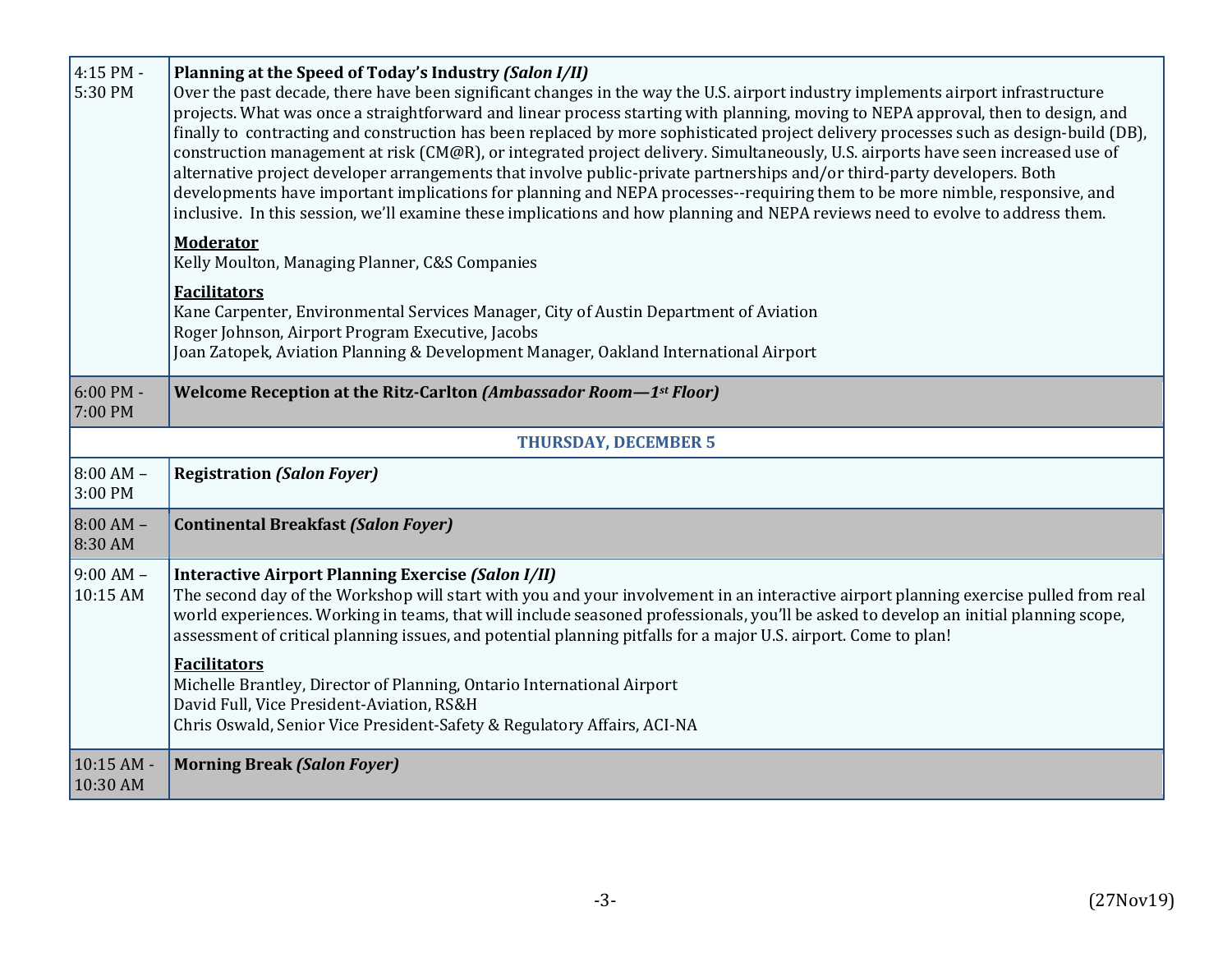| | |
|---|---|
| 4:15 PM - 5:30 PM | **Planning at the Speed of Today's Industry *(Salon I/II)***<br>Over the past decade, there have been significant changes in the way the U.S. airport industry implements airport infrastructure projects. What was once a straightforward and linear process starting with planning, moving to NEPA approval, then to design, and finally to contracting and construction has been replaced by more sophisticated project delivery processes such as design-build (DB), construction management at risk (CM@R), or integrated project delivery. Simultaneously, U.S. airports have seen increased use of alternative project developer arrangements that involve public-private partnerships and/or third-party developers. Both developments have important implications for planning and NEPA processes--requiring them to be more nimble, responsive, and inclusive. In this session, we'll examine these implications and how planning and NEPA reviews need to evolve to address them.<br><br>**<u>Moderator</u>**<br>Kelly Moulton, Managing Planner, C&S Companies<br><br>**<u>Facilitators</u>**<br>Kane Carpenter, Environmental Services Manager, City of Austin Department of Aviation<br>Roger Johnson, Airport Program Executive, Jacobs<br>Joan Zatopek, Aviation Planning & Development Manager, Oakland International Airport |
| 6:00 PM - 7:00 PM | **Welcome Reception at the Ritz-Carlton *(Ambassador Room—1st Floor)*** |
| | **THURSDAY, DECEMBER 5** |
| 8:00 AM – 3:00 PM | **Registration *(Salon Foyer)*** |
| 8:00 AM – 8:30 AM | **Continental Breakfast *(Salon Foyer)*** |
| 9:00 AM – 10:15 AM | **Interactive Airport Planning Exercise *(Salon I/II)***<br>The second day of the Workshop will start with you and your involvement in an interactive airport planning exercise pulled from real world experiences. Working in teams, that will include seasoned professionals, you'll be asked to develop an initial planning scope, assessment of critical planning issues, and potential planning pitfalls for a major U.S. airport. Come to plan!<br><br>**<u>Facilitators</u>**<br>Michelle Brantley, Director of Planning, Ontario International Airport<br>David Full, Vice President-Aviation, RS&H<br>Chris Oswald, Senior Vice President-Safety & Regulatory Affairs, ACI-NA |
| 10:15 AM - 10:30 AM | **Morning Break *(Salon Foyer)*** |

(27Nov19)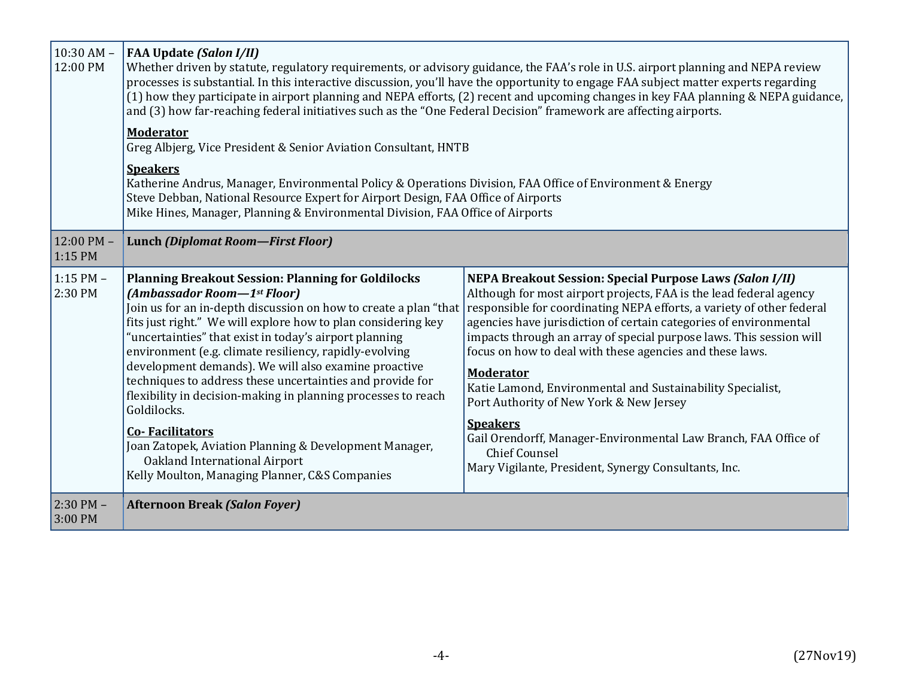| | | |
|---|---|---|
| 10:30 AM – 12:00 PM | **FAA Update** ***(Salon I/II)***<br>Whether driven by statute, regulatory requirements, or advisory guidance, the FAA's role in U.S. airport planning and NEPA review processes is substantial. In this interactive discussion, you'll have the opportunity to engage FAA subject matter experts regarding (1) how they participate in airport planning and NEPA efforts, (2) recent and upcoming changes in key FAA planning & NEPA guidance, and (3) how far-reaching federal initiatives such as the "One Federal Decision" framework are affecting airports.<br><br>**Moderator**<br>Greg Albjerg, Vice President & Senior Aviation Consultant, HNTB<br><br>**Speakers**<br>Katherine Andrus, Manager, Environmental Policy & Operations Division, FAA Office of Environment & Energy<br>Steve Debban, National Resource Expert for Airport Design, FAA Office of Airports<br>Mike Hines, Manager, Planning & Environmental Division, FAA Office of Airports | |
| 12:00 PM – 1:15 PM | **Lunch** ***(Diplomat Room—First Floor)*** | |
| 1:15 PM – 2:30 PM | **Planning Breakout Session: Planning for Goldilocks** ***(Ambassador Room—1st Floor)***<br>Join us for an in-depth discussion on how to create a plan "that fits just right." We will explore how to plan considering key "uncertainties" that exist in today's airport planning environment (e.g. climate resiliency, rapidly-evolving development demands). We will also examine proactive techniques to address these uncertainties and provide for flexibility in decision-making in planning processes to reach Goldilocks.<br><br>**Co- Facilitators**<br>Joan Zatopek, Aviation Planning & Development Manager, Oakland International Airport<br>Kelly Moulton, Managing Planner, C&S Companies | **NEPA Breakout Session: Special Purpose Laws** ***(Salon I/II)***<br>Although for most airport projects, FAA is the lead federal agency responsible for coordinating NEPA efforts, a variety of other federal agencies have jurisdiction of certain categories of environmental impacts through an array of special purpose laws. This session will focus on how to deal with these agencies and these laws.<br><br>**Moderator**<br>Katie Lamond, Environmental and Sustainability Specialist, Port Authority of New York & New Jersey<br><br>**Speakers**<br>Gail Orendorff, Manager-Environmental Law Branch, FAA Office of Chief Counsel<br>Mary Vigilante, President, Synergy Consultants, Inc. |
| 2:30 PM – 3:00 PM | **Afternoon Break** ***(Salon Foyer)*** | |

(27Nov19)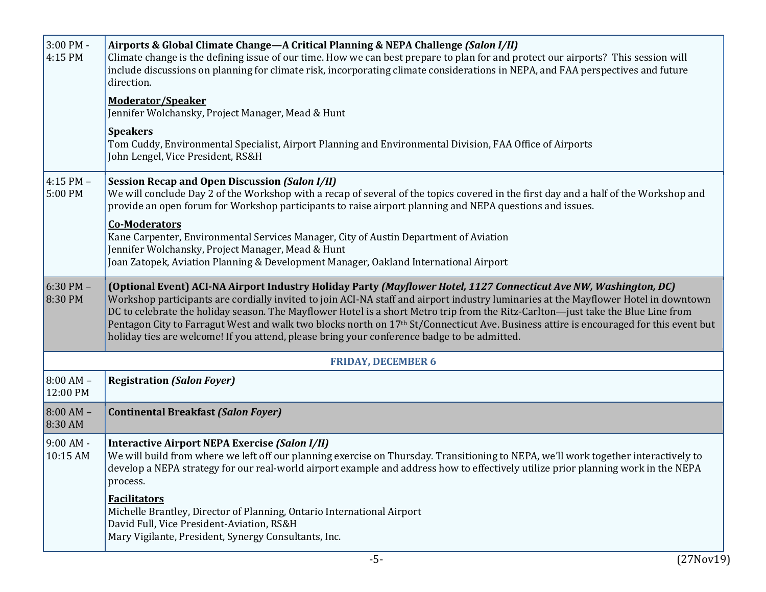| | |
|---|---|
| 3:00 PM - 4:15 PM | **Airports & Global Climate Change—A Critical Planning & NEPA Challenge *(Salon I/II)***<br>Climate change is the defining issue of our time. How we can best prepare to plan for and protect our airports? This session will include discussions on planning for climate risk, incorporating climate considerations in NEPA, and FAA perspectives and future direction.<br><br>**Moderator/Speaker**<br>Jennifer Wolchansky, Project Manager, Mead & Hunt<br><br>**Speakers**<br>Tom Cuddy, Environmental Specialist, Airport Planning and Environmental Division, FAA Office of Airports<br>John Lengel, Vice President, RS&H |
| 4:15 PM – 5:00 PM | **Session Recap and Open Discussion *(Salon I/II)***<br>We will conclude Day 2 of the Workshop with a recap of several of the topics covered in the first day and a half of the Workshop and provide an open forum for Workshop participants to raise airport planning and NEPA questions and issues.<br><br>**Co-Moderators**<br>Kane Carpenter, Environmental Services Manager, City of Austin Department of Aviation<br>Jennifer Wolchansky, Project Manager, Mead & Hunt<br>Joan Zatopek, Aviation Planning & Development Manager, Oakland International Airport |
| 6:30 PM – 8:30 PM | **(Optional Event) ACI-NA Airport Industry Holiday Party *(Mayflower Hotel, 1127 Connecticut Ave NW, Washington, DC)***<br>Workshop participants are cordially invited to join ACI-NA staff and airport industry luminaries at the Mayflower Hotel in downtown DC to celebrate the holiday season. The Mayflower Hotel is a short Metro trip from the Ritz-Carlton—just take the Blue Line from Pentagon City to Farragut West and walk two blocks north on 17th St/Connecticut Ave. Business attire is encouraged for this event but holiday ties are welcome! If you attend, please bring your conference badge to be admitted. |
| | **FRIDAY, DECEMBER 6** |
| 8:00 AM – 12:00 PM | **Registration *(Salon Foyer)*** |
| 8:00 AM – 8:30 AM | **Continental Breakfast *(Salon Foyer)*** |
| 9:00 AM - 10:15 AM | **Interactive Airport NEPA Exercise *(Salon I/II)***<br>We will build from where we left off our planning exercise on Thursday. Transitioning to NEPA, we'll work together interactively to develop a NEPA strategy for our real-world airport example and address how to effectively utilize prior planning work in the NEPA process.<br><br>**Facilitators**<br>Michelle Brantley, Director of Planning, Ontario International Airport<br>David Full, Vice President-Aviation, RS&H<br>Mary Vigilante, President, Synergy Consultants, Inc. |

(27Nov19)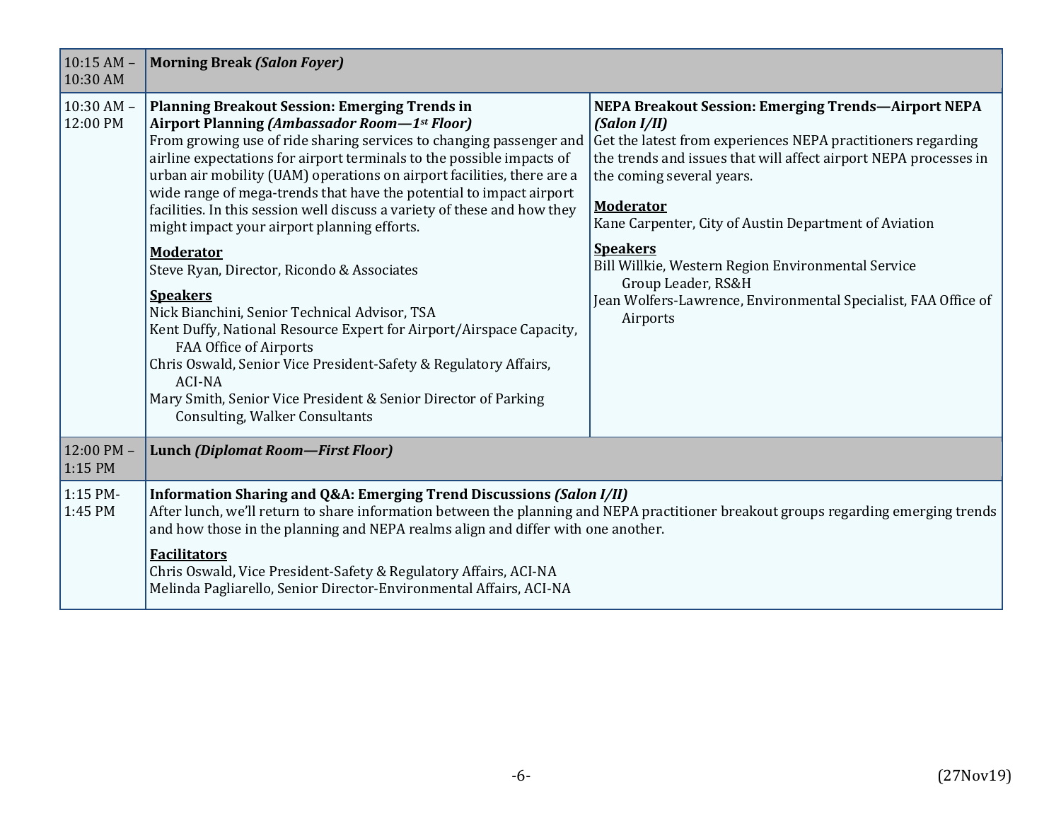| Time | Session | |
|---|---|---|
| 10:15 AM – 10:30 AM | **Morning Break *(Salon Foyer)*** | |
| 10:30 AM – 12:00 PM | **Planning Breakout Session: Emerging Trends in Airport Planning *(Ambassador Room—1st Floor)***<br>From growing use of ride sharing services to changing passenger and airline expectations for airport terminals to the possible impacts of urban air mobility (UAM) operations on airport facilities, there are a wide range of mega-trends that have the potential to impact airport facilities. In this session well discuss a variety of these and how they might impact your airport planning efforts.<br><br>**Moderator**<br>Steve Ryan, Director, Ricondo & Associates<br><br>**Speakers**<br>Nick Bianchini, Senior Technical Advisor, TSA<br>Kent Duffy, National Resource Expert for Airport/Airspace Capacity, FAA Office of Airports<br>Chris Oswald, Senior Vice President-Safety & Regulatory Affairs, ACI-NA<br>Mary Smith, Senior Vice President & Senior Director of Parking Consulting, Walker Consultants | **NEPA Breakout Session: Emerging Trends—Airport NEPA *(Salon I/II)***<br>Get the latest from experiences NEPA practitioners regarding the trends and issues that will affect airport NEPA processes in the coming several years.<br><br>**Moderator**<br>Kane Carpenter, City of Austin Department of Aviation<br><br>**Speakers**<br>Bill Willkie, Western Region Environmental Service Group Leader, RS&H<br>Jean Wolfers-Lawrence, Environmental Specialist, FAA Office of Airports |
| 12:00 PM – 1:15 PM | **Lunch *(Diplomat Room—First Floor)*** | |
| 1:15 PM- 1:45 PM | **Information Sharing and Q&A: Emerging Trend Discussions *(Salon I/II)***<br>After lunch, we'll return to share information between the planning and NEPA practitioner breakout groups regarding emerging trends and how those in the planning and NEPA realms align and differ with one another.<br><br>**Facilitators**<br>Chris Oswald, Vice President-Safety & Regulatory Affairs, ACI-NA<br>Melinda Pagliarello, Senior Director-Environmental Affairs, ACI-NA | |

(27Nov19)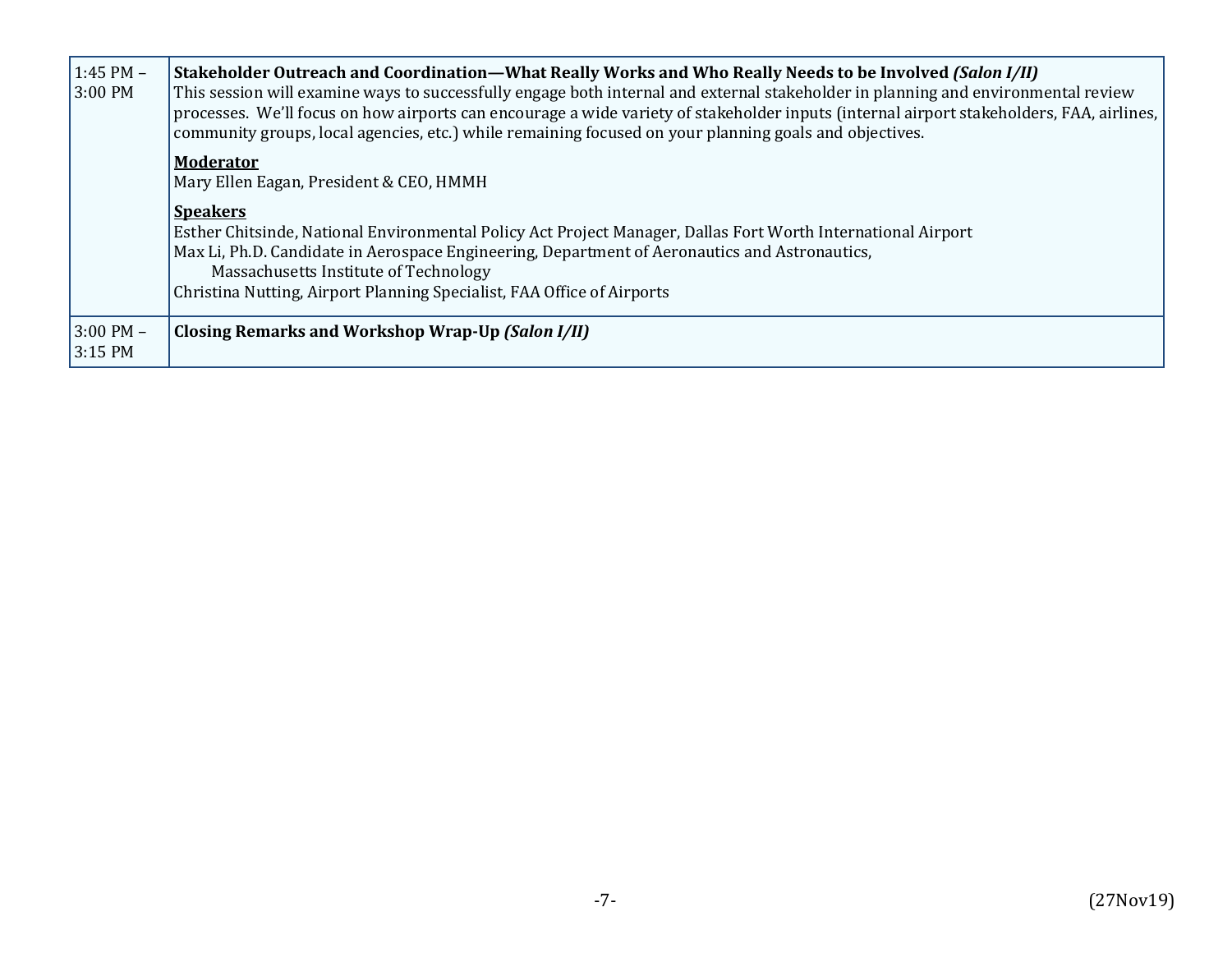| | |
|---|---|
| 1:45 PM – 3:00 PM | **Stakeholder Outreach and Coordination—What Really Works and Who Really Needs to be Involved** ***(Salon I/II)***<br>This session will examine ways to successfully engage both internal and external stakeholder in planning and environmental review processes. We'll focus on how airports can encourage a wide variety of stakeholder inputs (internal airport stakeholders, FAA, airlines, community groups, local agencies, etc.) while remaining focused on your planning goals and objectives.<br><br>**Moderator**<br>Mary Ellen Eagan, President & CEO, HMMH<br><br>**Speakers**<br>Esther Chitsinde, National Environmental Policy Act Project Manager, Dallas Fort Worth International Airport<br>Max Li, Ph.D. Candidate in Aerospace Engineering, Department of Aeronautics and Astronautics, Massachusetts Institute of Technology<br>Christina Nutting, Airport Planning Specialist, FAA Office of Airports |
| 3:00 PM – 3:15 PM | **Closing Remarks and Workshop Wrap-Up** ***(Salon I/II)*** |

(27Nov19)